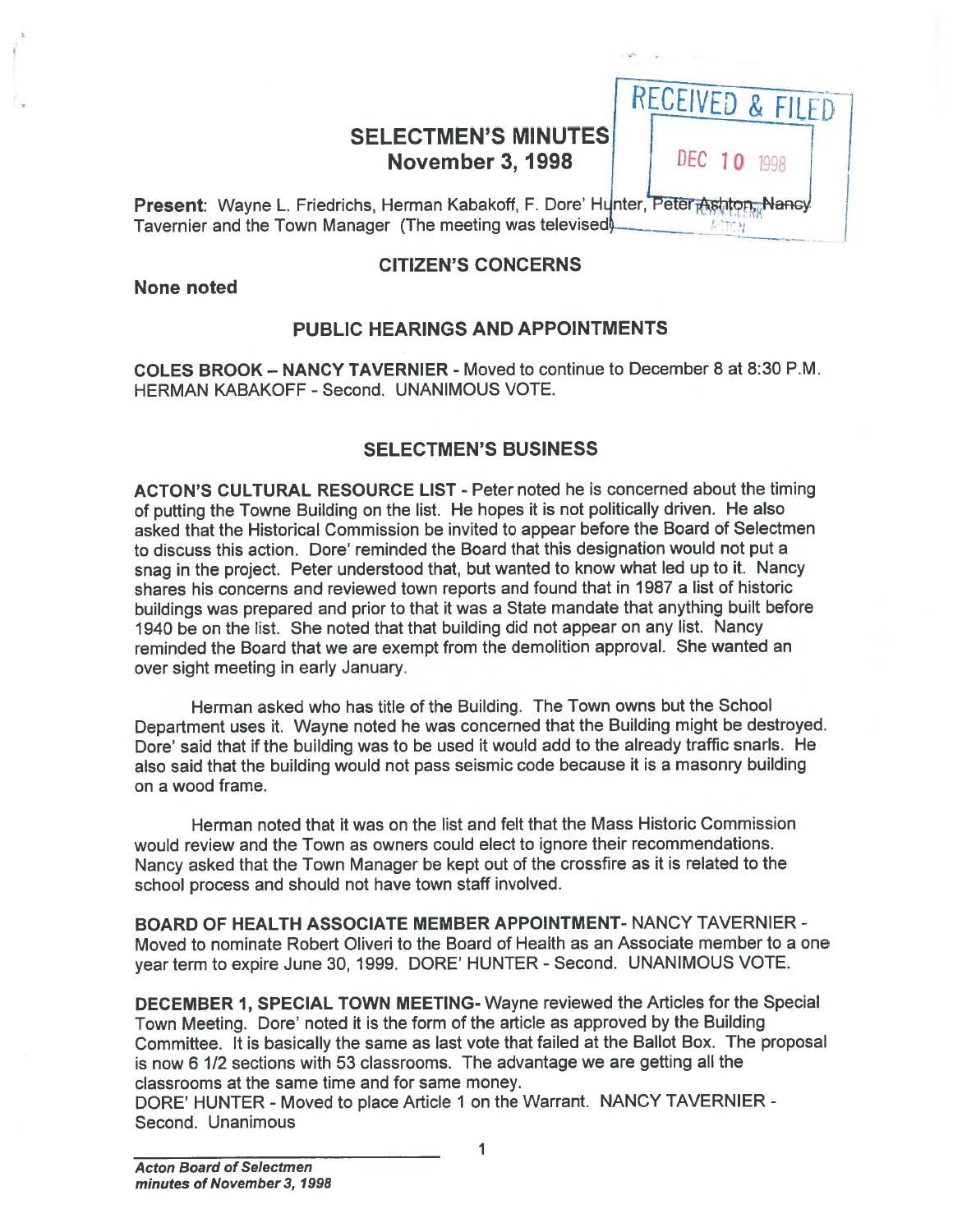RECEIVED & FILED

DEC 10 1998

# SELECTMEN'S MINUTES
## November 3, 1998

**Present**: Wayne L. Friedrichs, Herman Kabakoff, F. Dore' Hunter, Peter Ashton, Nancy Tavernier and the Town Manager (The meeting was televised)

## CITIZEN'S CONCERNS

**None noted**

## PUBLIC HEARINGS AND APPOINTMENTS

**COLES BROOK – NANCY TAVERNIER** - Moved to continue to December 8 at 8:30 P.M. HERMAN KABAKOFF - Second. UNANIMOUS VOTE.

## SELECTMEN'S BUSINESS

**ACTON'S CULTURAL RESOURCE LIST** - Peter noted he is concerned about the timing of putting the Towne Building on the list. He hopes it is not politically driven. He also asked that the Historical Commission be invited to appear before the Board of Selectmen to discuss this action. Dore' reminded the Board that this designation would not put a snag in the project. Peter understood that, but wanted to know what led up to it. Nancy shares his concerns and reviewed town reports and found that in 1987 a list of historic buildings was prepared and prior to that it was a State mandate that anything built before 1940 be on the list. She noted that that building did not appear on any list. Nancy reminded the Board that we are exempt from the demolition approval. She wanted an over sight meeting in early January.

Herman asked who has title of the Building. The Town owns but the School Department uses it. Wayne noted he was concerned that the Building might be destroyed. Dore' said that if the building was to be used it would add to the already traffic snarls. He also said that the building would not pass seismic code because it is a masonry building on a wood frame.

Herman noted that it was on the list and felt that the Mass Historic Commission would review and the Town as owners could elect to ignore their recommendations. Nancy asked that the Town Manager be kept out of the crossfire as it is related to the school process and should not have town staff involved.

**BOARD OF HEALTH ASSOCIATE MEMBER APPOINTMENT**- NANCY TAVERNIER - Moved to nominate Robert Oliveri to the Board of Health as an Associate member to a one year term to expire June 30, 1999. DORE' HUNTER - Second. UNANIMOUS VOTE.

**DECEMBER 1, SPECIAL TOWN MEETING**- Wayne reviewed the Articles for the Special Town Meeting. Dore' noted it is the form of the article as approved by the Building Committee. It is basically the same as last vote that failed at the Ballot Box. The proposal is now 6 1/2 sections with 53 classrooms. The advantage we are getting all the classrooms at the same time and for same money.
DORE' HUNTER - Moved to place Article 1 on the Warrant. NANCY TAVERNIER - Second. Unanimous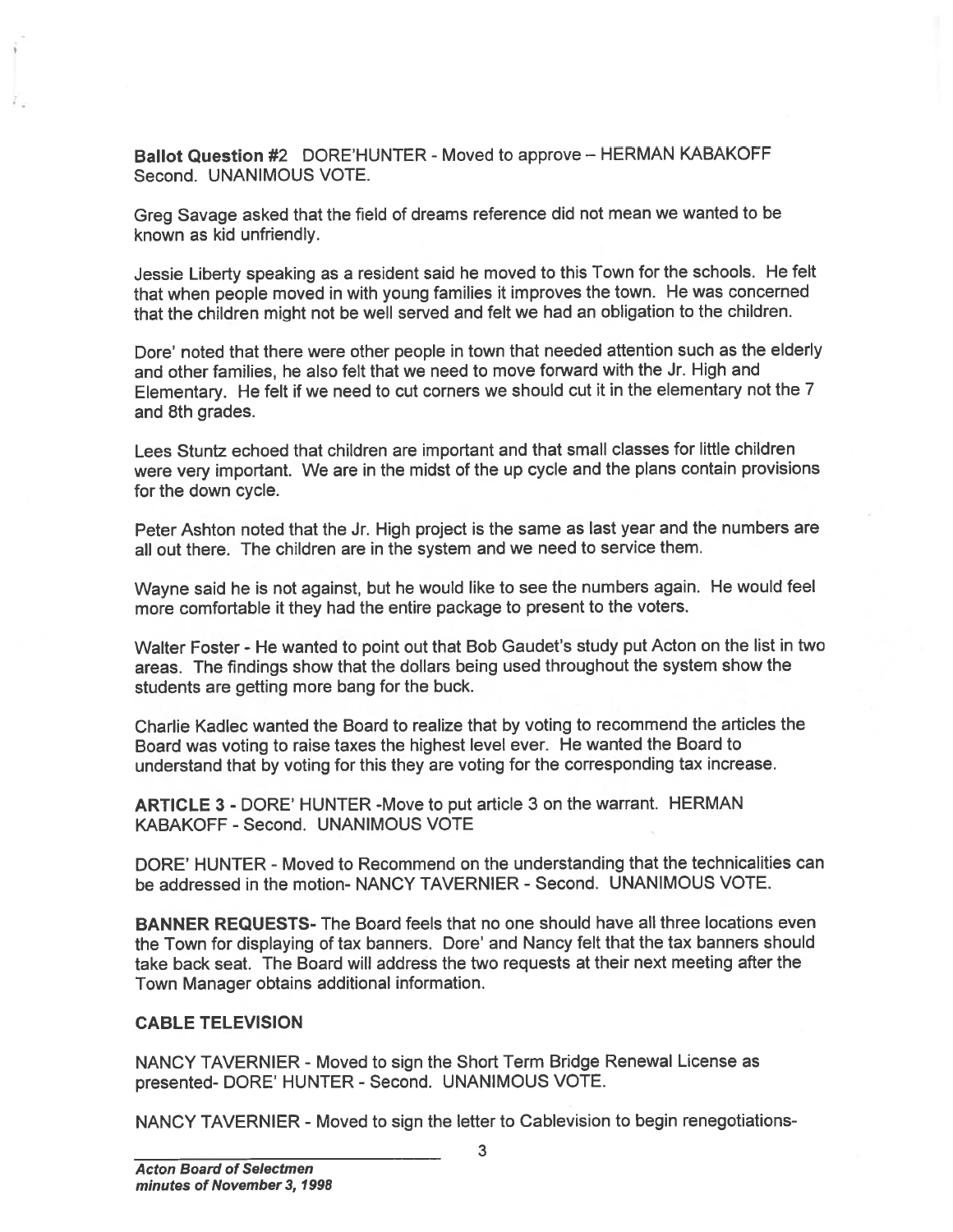**Ballot Question #2** DORE'HUNTER - Moved to approve – HERMAN KABAKOFF Second. UNANIMOUS VOTE.

Greg Savage asked that the field of dreams reference did not mean we wanted to be known as kid unfriendly.

Jessie Liberty speaking as a resident said he moved to this Town for the schools. He felt that when people moved in with young families it improves the town. He was concerned that the children might not be well served and felt we had an obligation to the children.

Dore' noted that there were other people in town that needed attention such as the elderly and other families, he also felt that we need to move forward with the Jr. High and Elementary. He felt if we need to cut corners we should cut it in the elementary not the 7 and 8th grades.

Lees Stuntz echoed that children are important and that small classes for little children were very important. We are in the midst of the up cycle and the plans contain provisions for the down cycle.

Peter Ashton noted that the Jr. High project is the same as last year and the numbers are all out there. The children are in the system and we need to service them.

Wayne said he is not against, but he would like to see the numbers again. He would feel more comfortable it they had the entire package to present to the voters.

Walter Foster - He wanted to point out that Bob Gaudet's study put Acton on the list in two areas. The findings show that the dollars being used throughout the system show the students are getting more bang for the buck.

Charlie Kadlec wanted the Board to realize that by voting to recommend the articles the Board was voting to raise taxes the highest level ever. He wanted the Board to understand that by voting for this they are voting for the corresponding tax increase.

**ARTICLE 3** - DORE' HUNTER -Move to put article 3 on the warrant. HERMAN KABAKOFF - Second. UNANIMOUS VOTE

DORE' HUNTER - Moved to Recommend on the understanding that the technicalities can be addressed in the motion- NANCY TAVERNIER - Second. UNANIMOUS VOTE.

**BANNER REQUESTS**- The Board feels that no one should have all three locations even the Town for displaying of tax banners. Dore' and Nancy felt that the tax banners should take back seat. The Board will address the two requests at their next meeting after the Town Manager obtains additional information.

**CABLE TELEVISION**

NANCY TAVERNIER - Moved to sign the Short Term Bridge Renewal License as presented- DORE' HUNTER - Second. UNANIMOUS VOTE.

NANCY TAVERNIER - Moved to sign the letter to Cablevision to begin renegotiations-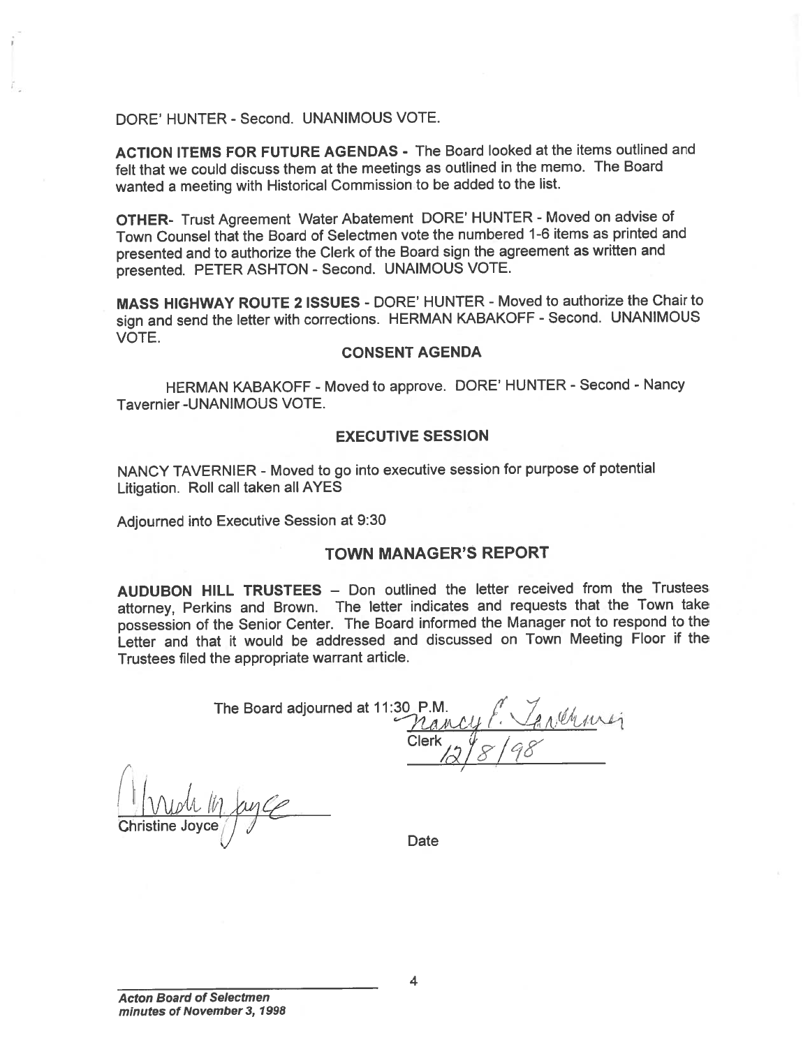DORE' HUNTER - Second. UNANIMOUS VOTE.

**ACTION ITEMS FOR FUTURE AGENDAS -** The Board looked at the items outlined and felt that we could discuss them at the meetings as outlined in the memo. The Board wanted a meeting with Historical Commission to be added to the list.

**OTHER-** Trust Agreement Water Abatement DORE' HUNTER - Moved on advise of Town Counsel that the Board of Selectmen vote the numbered 1-6 items as printed and presented and to authorize the Clerk of the Board sign the agreement as written and presented. PETER ASHTON - Second. UNAIMOUS VOTE.

**MASS HIGHWAY ROUTE 2 ISSUES -** DORE' HUNTER - Moved to authorize the Chair to sign and send the letter with corrections. HERMAN KABAKOFF - Second. UNANIMOUS VOTE.

## CONSENT AGENDA

HERMAN KABAKOFF - Moved to approve. DORE' HUNTER - Second - Nancy Tavernier -UNANIMOUS VOTE.

## EXECUTIVE SESSION

NANCY TAVERNIER - Moved to go into executive session for purpose of potential Litigation. Roll call taken all AYES

Adjourned into Executive Session at 9:30

## TOWN MANAGER'S REPORT

**AUDUBON HILL TRUSTEES** – Don outlined the letter received from the Trustees attorney, Perkins and Brown. The letter indicates and requests that the Town take possession of the Senior Center. The Board informed the Manager not to respond to the Letter and that it would be addressed and discussed on Town Meeting Floor if the Trustees filed the appropriate warrant article.

The Board adjourned at 11:30 P.M.

Nancy E. Tavernier
Clerk
12/8/98

Christine Joyce

Christine Joyce

Date

*Acton Board of Selectmen minutes of November 3, 1998*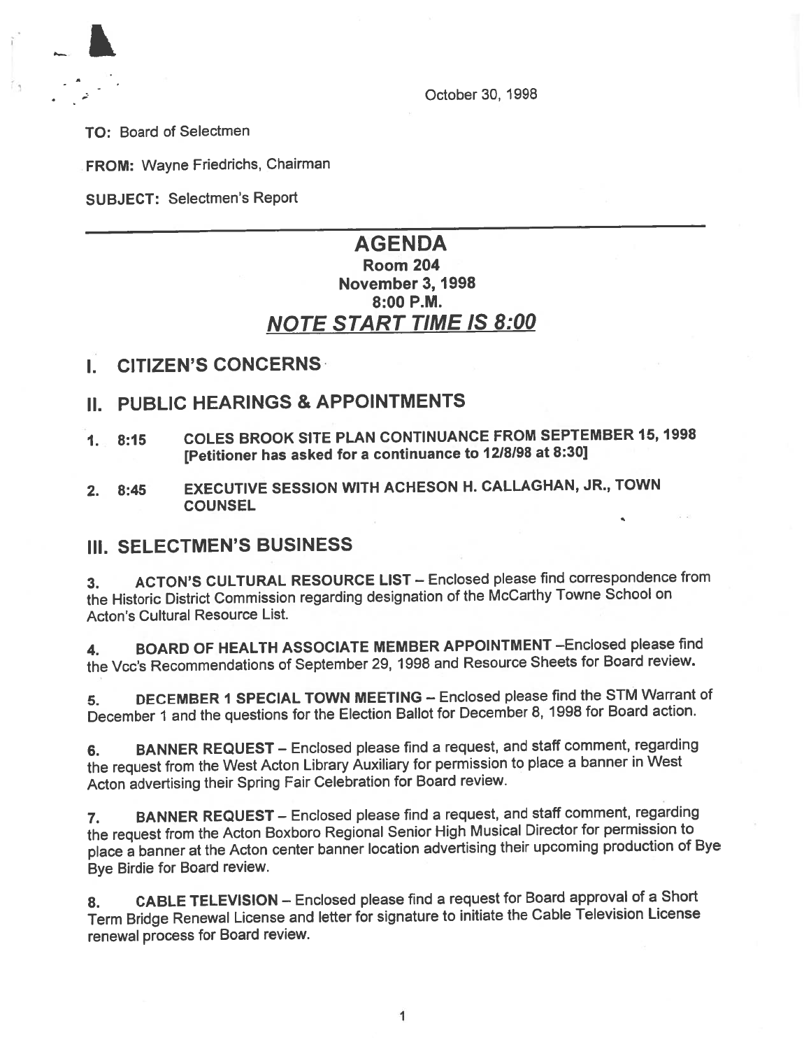October 30, 1998

**TO:** Board of Selectmen

**FROM:** Wayne Friedrichs, Chairman

**SUBJECT:** Selectmen's Report

---

# AGENDA

## Room 204
## November 3, 1998
## 8:00 P.M.
## ***NOTE START TIME IS 8:00***

## I. CITIZEN'S CONCERNS

## II. PUBLIC HEARINGS & APPOINTMENTS

**1. 8:15 COLES BROOK SITE PLAN CONTINUANCE FROM SEPTEMBER 15, 1998 [Petitioner has asked for a continuance to 12/8/98 at 8:30]**

**2. 8:45 EXECUTIVE SESSION WITH ACHESON H. CALLAGHAN, JR., TOWN COUNSEL**

## III. SELECTMEN'S BUSINESS

3. **ACTON'S CULTURAL RESOURCE LIST** – Enclosed please find correspondence from the Historic District Commission regarding designation of the McCarthy Towne School on Acton's Cultural Resource List.

4. **BOARD OF HEALTH ASSOCIATE MEMBER APPOINTMENT** –Enclosed please find the Vcc's Recommendations of September 29, 1998 and Resource Sheets for Board review.

5. **DECEMBER 1 SPECIAL TOWN MEETING** – Enclosed please find the STM Warrant of December 1 and the questions for the Election Ballot for December 8, 1998 for Board action.

6. **BANNER REQUEST** – Enclosed please find a request, and staff comment, regarding the request from the West Acton Library Auxiliary for permission to place a banner in West Acton advertising their Spring Fair Celebration for Board review.

7. **BANNER REQUEST** – Enclosed please find a request, and staff comment, regarding the request from the Acton Boxboro Regional Senior High Musical Director for permission to place a banner at the Acton center banner location advertising their upcoming production of Bye Bye Birdie for Board review.

8. **CABLE TELEVISION** – Enclosed please find a request for Board approval of a Short Term Bridge Renewal License and letter for signature to initiate the Cable Television License renewal process for Board review.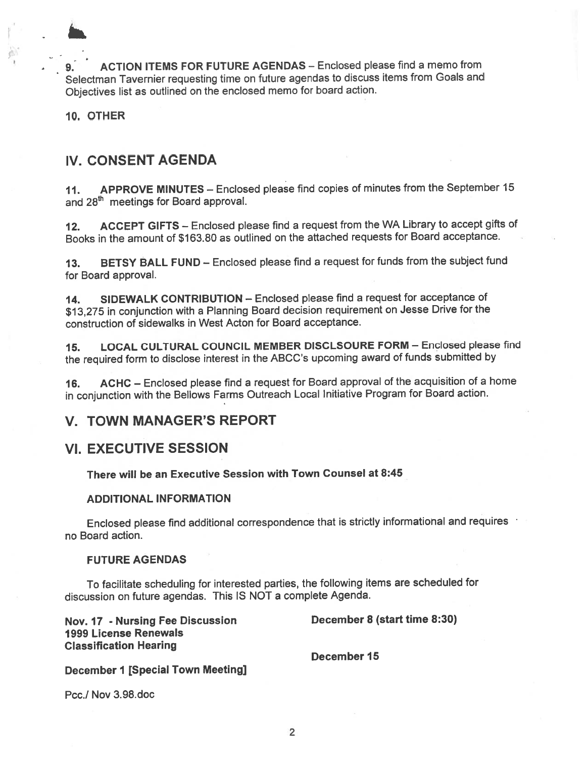9. **ACTION ITEMS FOR FUTURE AGENDAS** – Enclosed please find a memo from Selectman Tavernier requesting time on future agendas to discuss items from Goals and Objectives list as outlined on the enclosed memo for board action.

10. **OTHER**

## IV. CONSENT AGENDA

11. **APPROVE MINUTES** – Enclosed please find copies of minutes from the September 15 and 28th meetings for Board approval.

12. **ACCEPT GIFTS** – Enclosed please find a request from the WA Library to accept gifts of Books in the amount of $163.80 as outlined on the attached requests for Board acceptance.

13. **BETSY BALL FUND** – Enclosed please find a request for funds from the subject fund for Board approval.

14. **SIDEWALK CONTRIBUTION** – Enclosed please find a request for acceptance of $13,275 in conjunction with a Planning Board decision requirement on Jesse Drive for the construction of sidewalks in West Acton for Board acceptance.

15. **LOCAL CULTURAL COUNCIL MEMBER DISCLSOURE FORM** – Enclosed please find the required form to disclose interest in the ABCC's upcoming award of funds submitted by

16. **ACHC** – Enclosed please find a request for Board approval of the acquisition of a home in conjunction with the Bellows Farms Outreach Local Initiative Program for Board action.

## V. TOWN MANAGER'S REPORT

## VI. EXECUTIVE SESSION

**There will be an Executive Session with Town Counsel at 8:45**

**ADDITIONAL INFORMATION**

Enclosed please find additional correspondence that is strictly informational and requires no Board action.

**FUTURE AGENDAS**

To facilitate scheduling for interested parties, the following items are scheduled for discussion on future agendas. This IS NOT a complete Agenda.

**Nov. 17 - Nursing Fee Discussion**
**1999 License Renewals**
**Classification Hearing**

**December 1 [Special Town Meeting]**

**December 8 (start time 8:30)**

**December 15**

Pcc./ Nov 3.98.doc